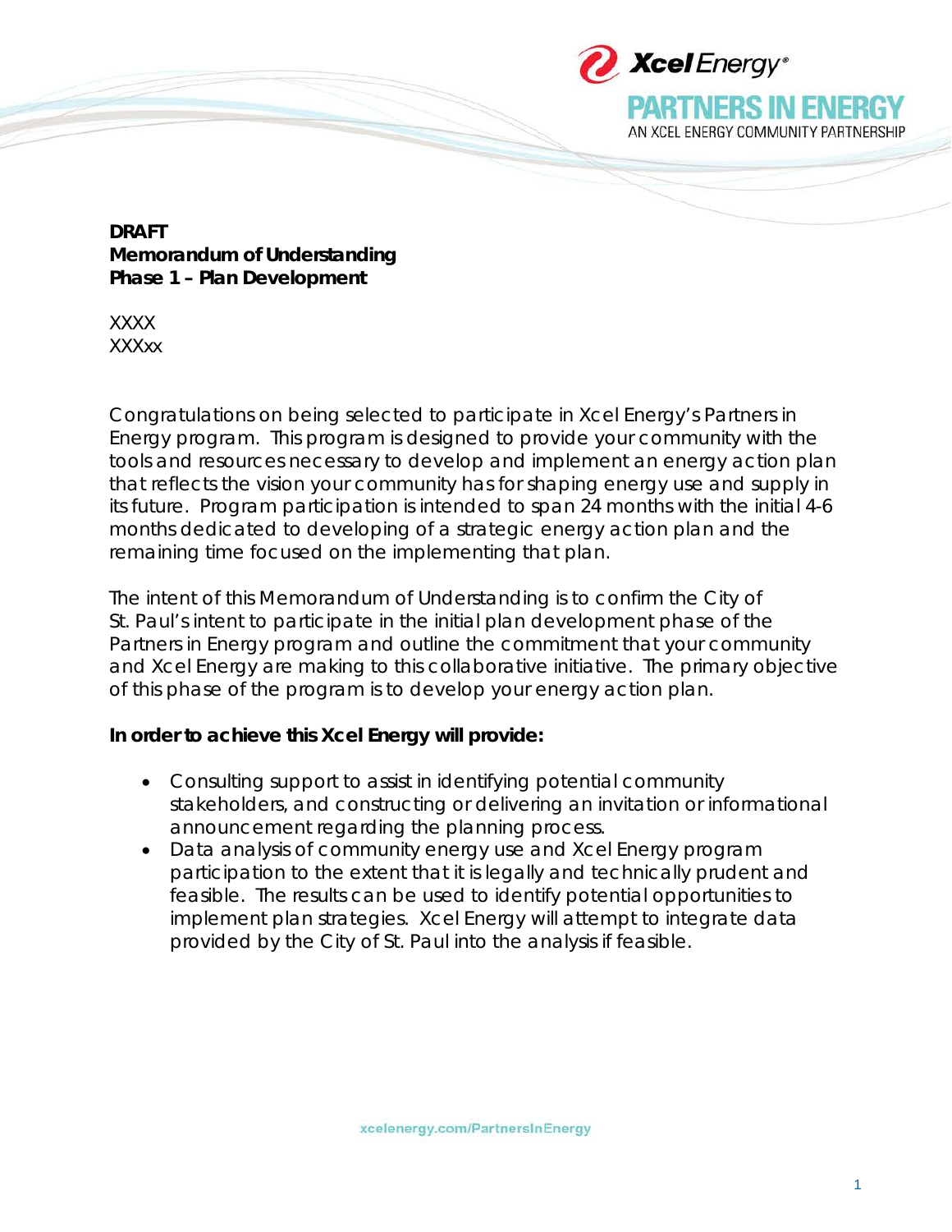**DRAFT**
**Memorandum of Understanding**
**Phase 1 – Plan Development**

XXXX
XXXxx

Congratulations on being selected to participate in Xcel Energy's Partners in Energy program. This program is designed to provide your community with the tools and resources necessary to develop and implement an energy action plan that reflects the vision your community has for shaping energy use and supply in its future. Program participation is intended to span 24 months with the initial 4-6 months dedicated to developing of a strategic energy action plan and the remaining time focused on the implementing that plan.

The intent of this Memorandum of Understanding is to confirm the City of St. Paul's intent to participate in the initial plan development phase of the Partners in Energy program and outline the commitment that your community and Xcel Energy are making to this collaborative initiative. The primary objective of this phase of the program is to develop your energy action plan.

**In order to achieve this Xcel Energy will provide:**

- Consulting support to assist in identifying potential community stakeholders, and constructing or delivering an invitation or informational announcement regarding the planning process.
- Data analysis of community energy use and Xcel Energy program participation to the extent that it is legally and technically prudent and feasible. The results can be used to identify potential opportunities to implement plan strategies. Xcel Energy will attempt to integrate data provided by the City of St. Paul into the analysis if feasible.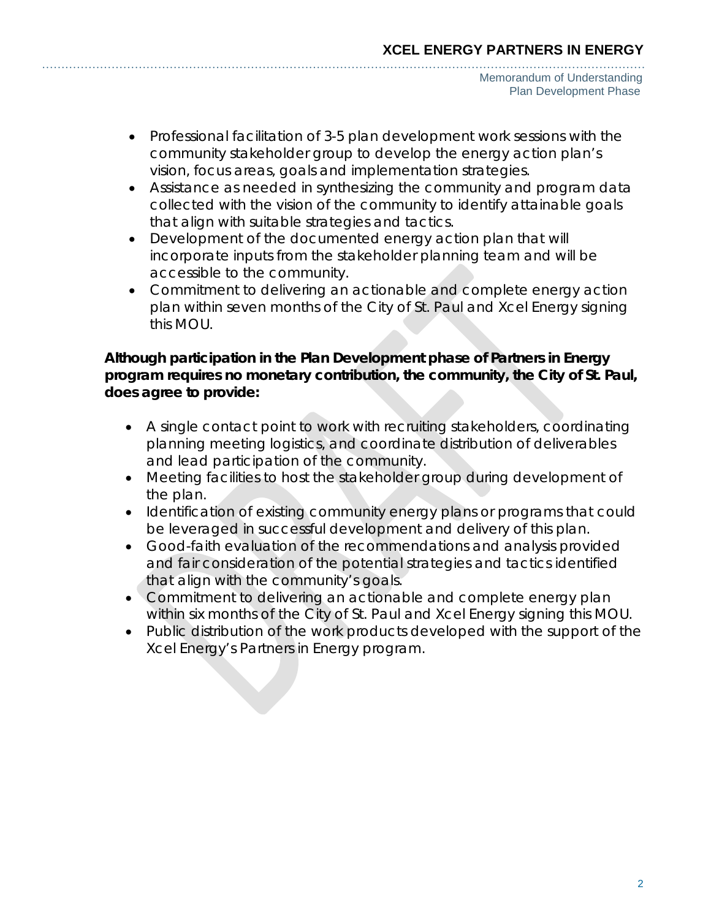- Professional facilitation of 3-5 plan development work sessions with the community stakeholder group to develop the energy action plan's vision, focus areas, goals and implementation strategies.
- Assistance as needed in synthesizing the community and program data collected with the vision of the community to identify attainable goals that align with suitable strategies and tactics.
- Development of the documented energy action plan that will incorporate inputs from the stakeholder planning team and will be accessible to the community.
- Commitment to delivering an actionable and complete energy action plan within seven months of the City of St. Paul and Xcel Energy signing this MOU.

**Although participation in the Plan Development phase of Partners in Energy program requires no monetary contribution, the community, the City of St. Paul, does agree to provide:**

- A single contact point to work with recruiting stakeholders, coordinating planning meeting logistics, and coordinate distribution of deliverables and lead participation of the community.
- Meeting facilities to host the stakeholder group during development of the plan.
- Identification of existing community energy plans or programs that could be leveraged in successful development and delivery of this plan.
- Good-faith evaluation of the recommendations and analysis provided and fair consideration of the potential strategies and tactics identified that align with the community's goals.
- Commitment to delivering an actionable and complete energy plan within six months of the City of St. Paul and Xcel Energy signing this MOU.
- Public distribution of the work products developed with the support of the Xcel Energy's Partners in Energy program.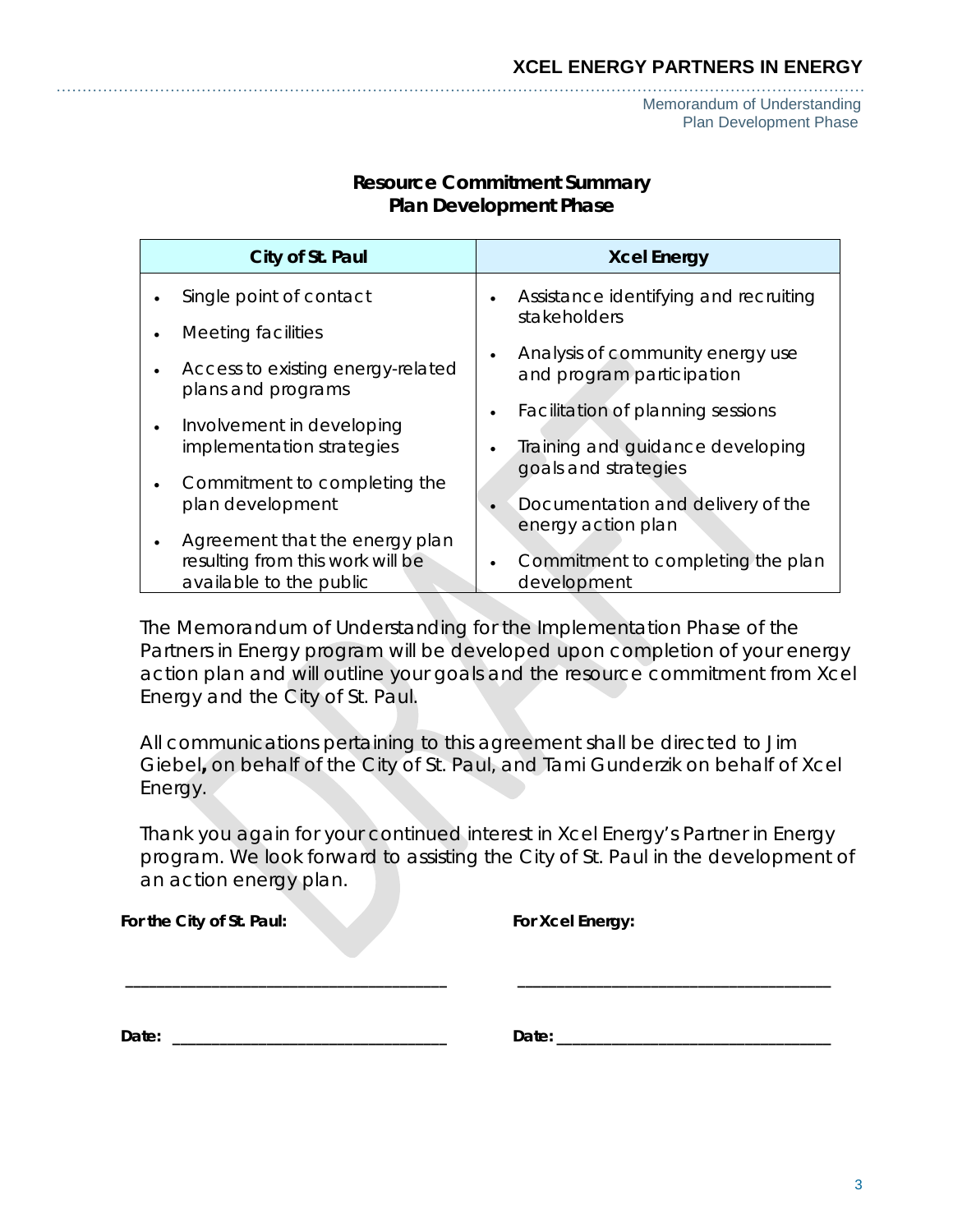## Resource Commitment Summary
## Plan Development Phase

| City of St. Paul | Xcel Energy |
| --- | --- |
| • Single point of contact<br>• Meeting facilities<br>• Access to existing energy-related plans and programs<br>• Involvement in developing implementation strategies<br>• Commitment to completing the plan development<br>• Agreement that the energy plan resulting from this work will be available to the public | • Assistance identifying and recruiting stakeholders<br>• Analysis of community energy use and program participation<br>• Facilitation of planning sessions<br>• Training and guidance developing goals and strategies<br>• Documentation and delivery of the energy action plan<br>• Commitment to completing the plan development |

The Memorandum of Understanding for the Implementation Phase of the Partners in Energy program will be developed upon completion of your energy action plan and will outline your goals and the resource commitment from Xcel Energy and the City of St. Paul.

All communications pertaining to this agreement shall be directed to Jim Giebel**,** on behalf of the City of St. Paul, and Tami Gunderzik on behalf of Xcel Energy.

Thank you again for your continued interest in Xcel Energy's Partner in Energy program. We look forward to assisting the City of St. Paul in the development of an action energy plan.

**For the City of St. Paul:**

______________________________________

**Date:** ________________________________

**For Xcel Energy:**

______________________________________

**Date:** ________________________________